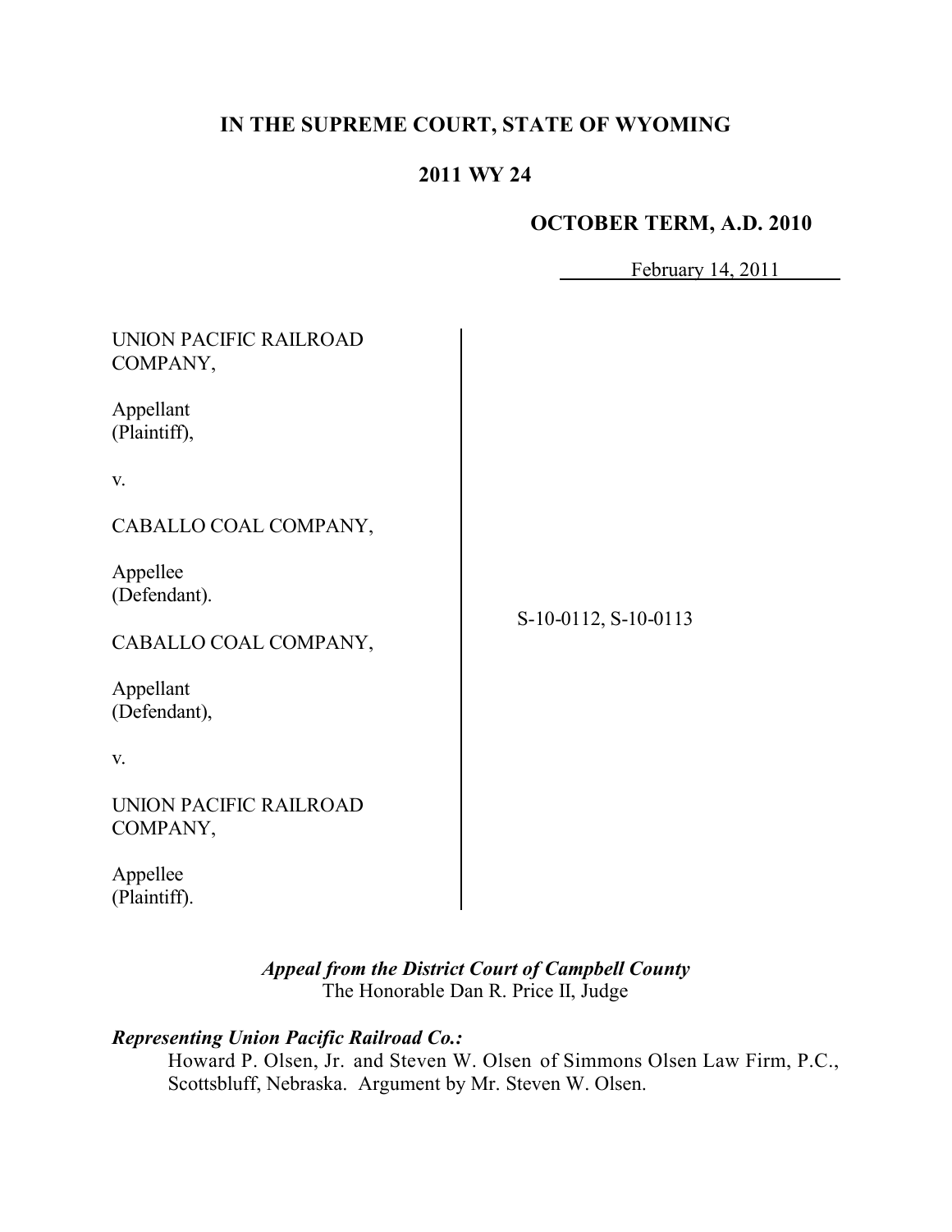**IN THE SUPREME COURT, STATE OF WYOMING**

**2011 WY 24**

**OCTOBER TERM, A.D. 2010**

February 14, 2011

| | |
|---|---|
| UNION PACIFIC RAILROAD COMPANY,<br><br>Appellant<br>(Plaintiff),<br><br>v.<br><br>CABALLO COAL COMPANY,<br><br>Appellee<br>(Defendant).<br><br>CABALLO COAL COMPANY,<br><br>Appellant<br>(Defendant),<br><br>v.<br><br>UNION PACIFIC RAILROAD COMPANY,<br><br>Appellee<br>(Plaintiff). | S-10-0112, S-10-0113 |

*Appeal from the District Court of Campbell County*
The Honorable Dan R. Price II, Judge

***Representing Union Pacific Railroad Co.:***

Howard P. Olsen, Jr. and Steven W. Olsen of Simmons Olsen Law Firm, P.C., Scottsbluff, Nebraska. Argument by Mr. Steven W. Olsen.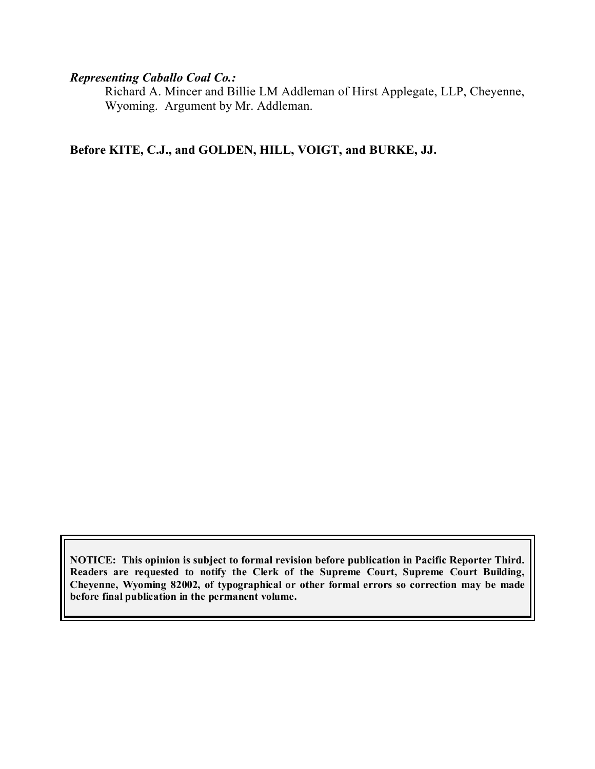***Representing Caballo Coal Co.:***

Richard A. Mincer and Billie LM Addleman of Hirst Applegate, LLP, Cheyenne, Wyoming. Argument by Mr. Addleman.

**Before KITE, C.J., and GOLDEN, HILL, VOIGT, and BURKE, JJ.**

**NOTICE: This opinion is subject to formal revision before publication in Pacific Reporter Third. Readers are requested to notify the Clerk of the Supreme Court, Supreme Court Building, Cheyenne, Wyoming 82002, of typographical or other formal errors so correction may be made before final publication in the permanent volume.**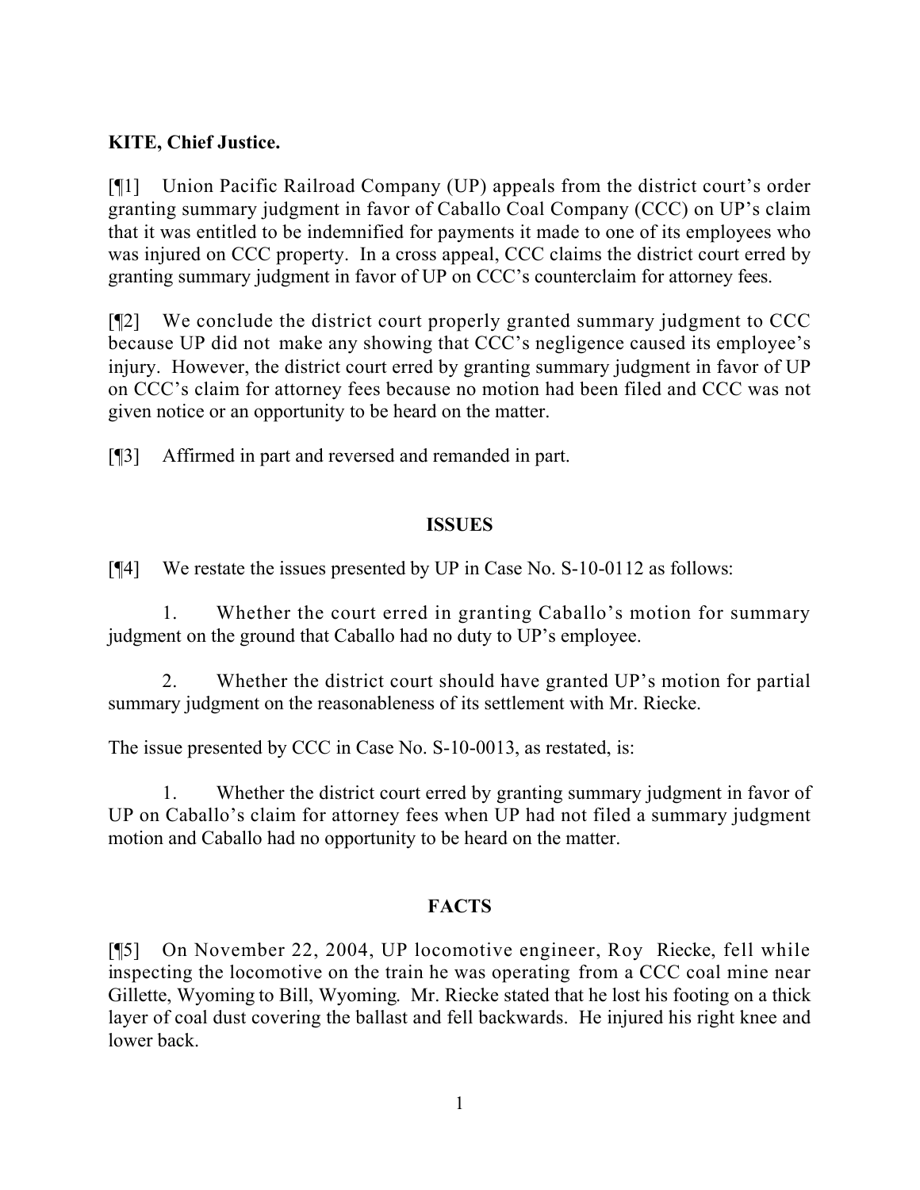**KITE, Chief Justice.**

[¶1] Union Pacific Railroad Company (UP) appeals from the district court's order granting summary judgment in favor of Caballo Coal Company (CCC) on UP's claim that it was entitled to be indemnified for payments it made to one of its employees who was injured on CCC property. In a cross appeal, CCC claims the district court erred by granting summary judgment in favor of UP on CCC's counterclaim for attorney fees.

[¶2] We conclude the district court properly granted summary judgment to CCC because UP did not make any showing that CCC's negligence caused its employee's injury. However, the district court erred by granting summary judgment in favor of UP on CCC's claim for attorney fees because no motion had been filed and CCC was not given notice or an opportunity to be heard on the matter.

[¶3] Affirmed in part and reversed and remanded in part.

## ISSUES

[¶4] We restate the issues presented by UP in Case No. S-10-0112 as follows:

1. Whether the court erred in granting Caballo's motion for summary judgment on the ground that Caballo had no duty to UP's employee.

2. Whether the district court should have granted UP's motion for partial summary judgment on the reasonableness of its settlement with Mr. Riecke.

The issue presented by CCC in Case No. S-10-0013, as restated, is:

1. Whether the district court erred by granting summary judgment in favor of UP on Caballo's claim for attorney fees when UP had not filed a summary judgment motion and Caballo had no opportunity to be heard on the matter.

## FACTS

[¶5] On November 22, 2004, UP locomotive engineer, Roy Riecke, fell while inspecting the locomotive on the train he was operating from a CCC coal mine near Gillette, Wyoming to Bill, Wyoming. Mr. Riecke stated that he lost his footing on a thick layer of coal dust covering the ballast and fell backwards. He injured his right knee and lower back.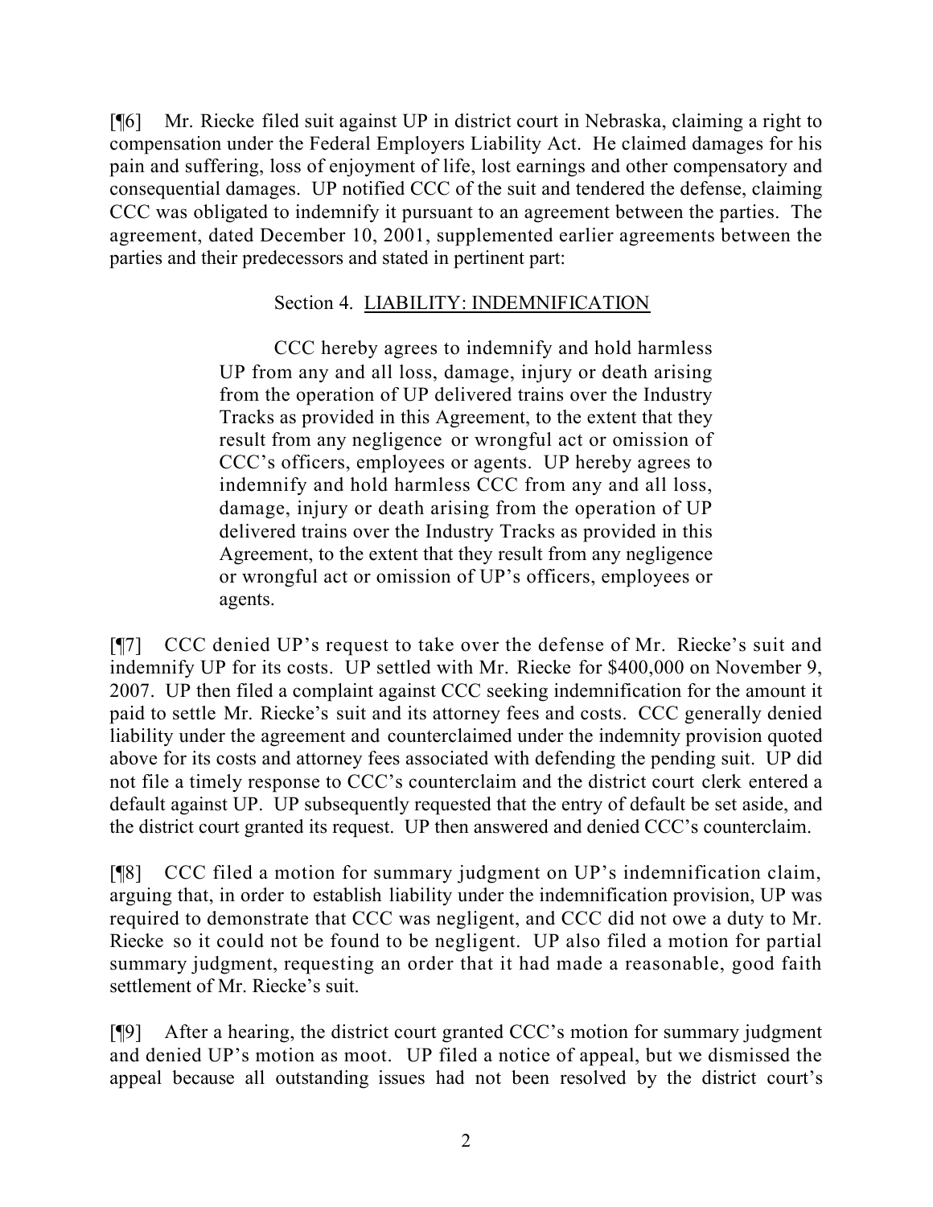[¶6] Mr. Riecke filed suit against UP in district court in Nebraska, claiming a right to compensation under the Federal Employers Liability Act. He claimed damages for his pain and suffering, loss of enjoyment of life, lost earnings and other compensatory and consequential damages. UP notified CCC of the suit and tendered the defense, claiming CCC was obligated to indemnify it pursuant to an agreement between the parties. The agreement, dated December 10, 2001, supplemented earlier agreements between the parties and their predecessors and stated in pertinent part:

> Section 4. <u>LIABILITY: INDEMNIFICATION</u>
>
> CCC hereby agrees to indemnify and hold harmless UP from any and all loss, damage, injury or death arising from the operation of UP delivered trains over the Industry Tracks as provided in this Agreement, to the extent that they result from any negligence or wrongful act or omission of CCC's officers, employees or agents. UP hereby agrees to indemnify and hold harmless CCC from any and all loss, damage, injury or death arising from the operation of UP delivered trains over the Industry Tracks as provided in this Agreement, to the extent that they result from any negligence or wrongful act or omission of UP's officers, employees or agents.

[¶7] CCC denied UP's request to take over the defense of Mr. Riecke's suit and indemnify UP for its costs. UP settled with Mr. Riecke for $400,000 on November 9, 2007. UP then filed a complaint against CCC seeking indemnification for the amount it paid to settle Mr. Riecke's suit and its attorney fees and costs. CCC generally denied liability under the agreement and counterclaimed under the indemnity provision quoted above for its costs and attorney fees associated with defending the pending suit. UP did not file a timely response to CCC's counterclaim and the district court clerk entered a default against UP. UP subsequently requested that the entry of default be set aside, and the district court granted its request. UP then answered and denied CCC's counterclaim.

[¶8] CCC filed a motion for summary judgment on UP's indemnification claim, arguing that, in order to establish liability under the indemnification provision, UP was required to demonstrate that CCC was negligent, and CCC did not owe a duty to Mr. Riecke so it could not be found to be negligent. UP also filed a motion for partial summary judgment, requesting an order that it had made a reasonable, good faith settlement of Mr. Riecke's suit.

[¶9] After a hearing, the district court granted CCC's motion for summary judgment and denied UP's motion as moot. UP filed a notice of appeal, but we dismissed the appeal because all outstanding issues had not been resolved by the district court's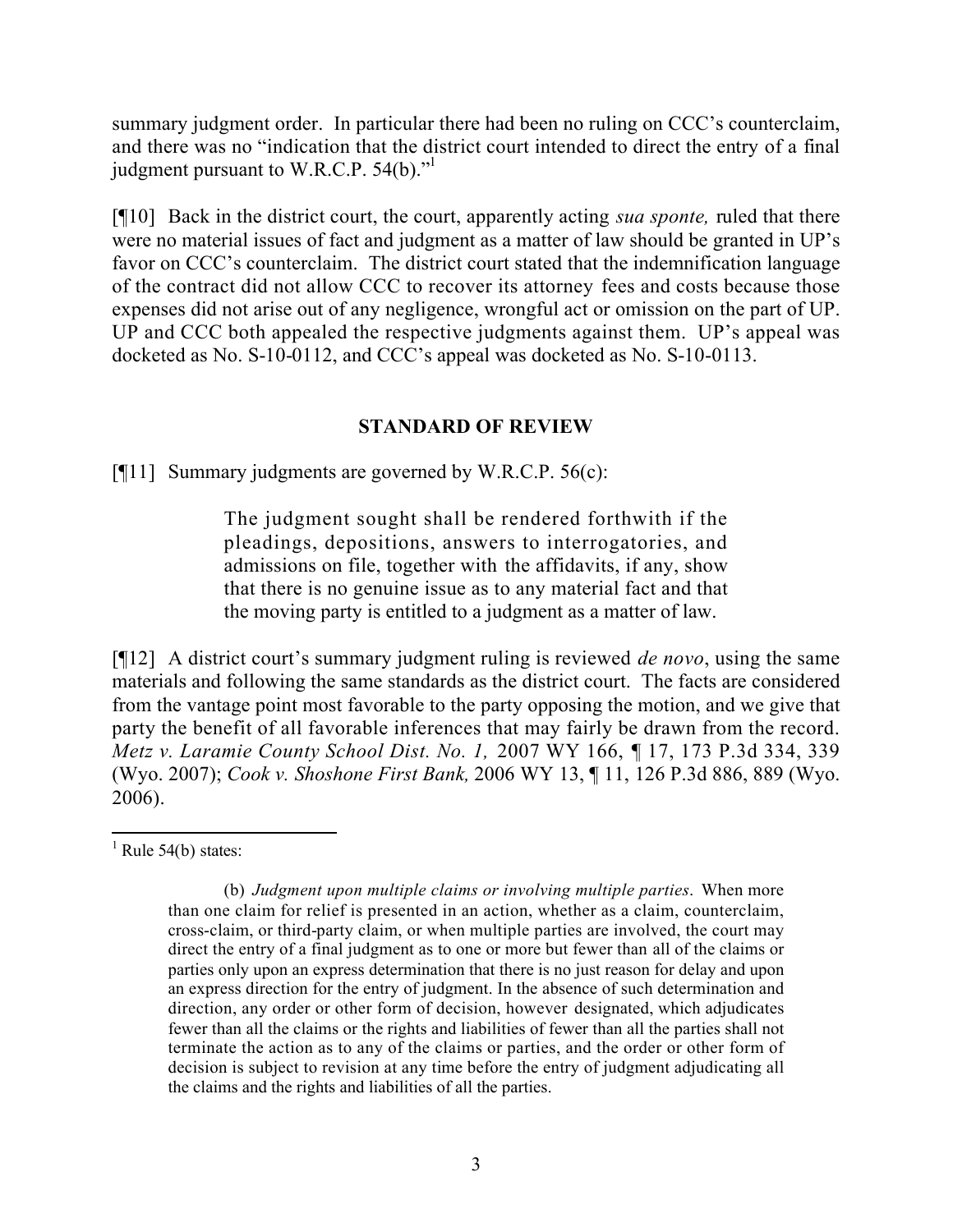summary judgment order. In particular there had been no ruling on CCC's counterclaim, and there was no "indication that the district court intended to direct the entry of a final judgment pursuant to W.R.C.P. 54(b)."[1]

[¶10] Back in the district court, the court, apparently acting *sua sponte,* ruled that there were no material issues of fact and judgment as a matter of law should be granted in UP's favor on CCC's counterclaim. The district court stated that the indemnification language of the contract did not allow CCC to recover its attorney fees and costs because those expenses did not arise out of any negligence, wrongful act or omission on the part of UP. UP and CCC both appealed the respective judgments against them. UP's appeal was docketed as No. S-10-0112, and CCC's appeal was docketed as No. S-10-0113.

## STANDARD OF REVIEW

[¶11] Summary judgments are governed by W.R.C.P. 56(c):

> The judgment sought shall be rendered forthwith if the pleadings, depositions, answers to interrogatories, and admissions on file, together with the affidavits, if any, show that there is no genuine issue as to any material fact and that the moving party is entitled to a judgment as a matter of law.

[¶12] A district court's summary judgment ruling is reviewed *de novo*, using the same materials and following the same standards as the district court. The facts are considered from the vantage point most favorable to the party opposing the motion, and we give that party the benefit of all favorable inferences that may fairly be drawn from the record. *Metz v. Laramie County School Dist. No. 1,* 2007 WY 166, ¶ 17, 173 P.3d 334, 339 (Wyo. 2007); *Cook v. Shoshone First Bank,* 2006 WY 13, ¶ 11, 126 P.3d 886, 889 (Wyo. 2006).

---

[1] Rule 54(b) states:

> (b) *Judgment upon multiple claims or involving multiple parties*. When more than one claim for relief is presented in an action, whether as a claim, counterclaim, cross-claim, or third-party claim, or when multiple parties are involved, the court may direct the entry of a final judgment as to one or more but fewer than all of the claims or parties only upon an express determination that there is no just reason for delay and upon an express direction for the entry of judgment. In the absence of such determination and direction, any order or other form of decision, however designated, which adjudicates fewer than all the claims or the rights and liabilities of fewer than all the parties shall not terminate the action as to any of the claims or parties, and the order or other form of decision is subject to revision at any time before the entry of judgment adjudicating all the claims and the rights and liabilities of all the parties.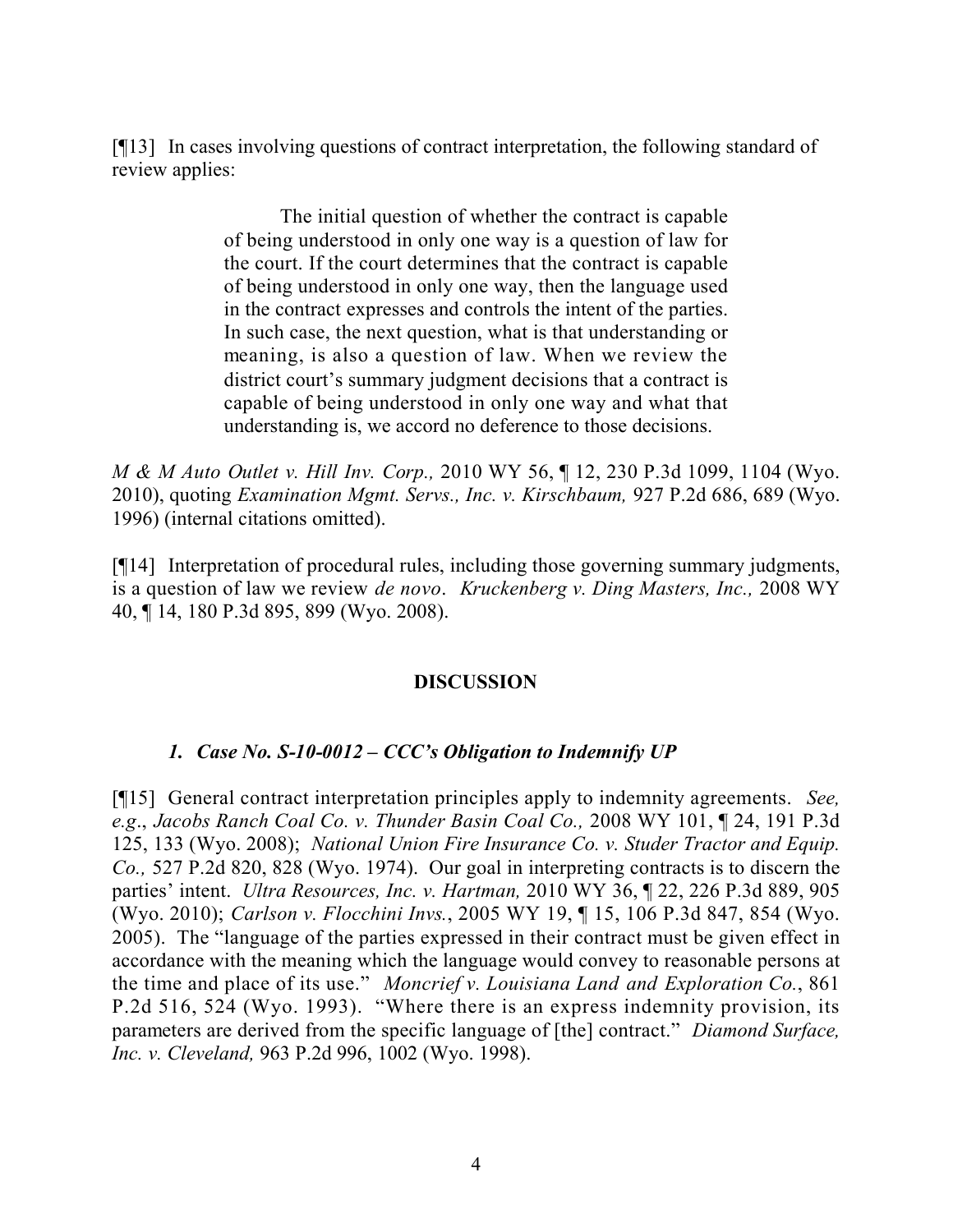[¶13] In cases involving questions of contract interpretation, the following standard of review applies:

> The initial question of whether the contract is capable of being understood in only one way is a question of law for the court. If the court determines that the contract is capable of being understood in only one way, then the language used in the contract expresses and controls the intent of the parties. In such case, the next question, what is that understanding or meaning, is also a question of law. When we review the district court's summary judgment decisions that a contract is capable of being understood in only one way and what that understanding is, we accord no deference to those decisions.

*M & M Auto Outlet v. Hill Inv. Corp.,* 2010 WY 56, ¶ 12, 230 P.3d 1099, 1104 (Wyo. 2010), quoting *Examination Mgmt. Servs., Inc. v. Kirschbaum,* 927 P.2d 686, 689 (Wyo. 1996) (internal citations omitted).

[¶14] Interpretation of procedural rules, including those governing summary judgments, is a question of law we review *de novo*. *Kruckenberg v. Ding Masters, Inc.,* 2008 WY 40, ¶ 14, 180 P.3d 895, 899 (Wyo. 2008).

## DISCUSSION

### *1. Case No. S-10-0012 – CCC's Obligation to Indemnify UP*

[¶15] General contract interpretation principles apply to indemnity agreements. *See, e.g*., *Jacobs Ranch Coal Co. v. Thunder Basin Coal Co.,* 2008 WY 101, ¶ 24, 191 P.3d 125, 133 (Wyo. 2008); *National Union Fire Insurance Co. v. Studer Tractor and Equip. Co.,* 527 P.2d 820, 828 (Wyo. 1974). Our goal in interpreting contracts is to discern the parties' intent. *Ultra Resources, Inc. v. Hartman,* 2010 WY 36, ¶ 22, 226 P.3d 889, 905 (Wyo. 2010); *Carlson v. Flocchini Invs.*, 2005 WY 19, ¶ 15, 106 P.3d 847, 854 (Wyo. 2005). The "language of the parties expressed in their contract must be given effect in accordance with the meaning which the language would convey to reasonable persons at the time and place of its use." *Moncrief v. Louisiana Land and Exploration Co.*, 861 P.2d 516, 524 (Wyo. 1993). "Where there is an express indemnity provision, its parameters are derived from the specific language of [the] contract." *Diamond Surface, Inc. v. Cleveland,* 963 P.2d 996, 1002 (Wyo. 1998).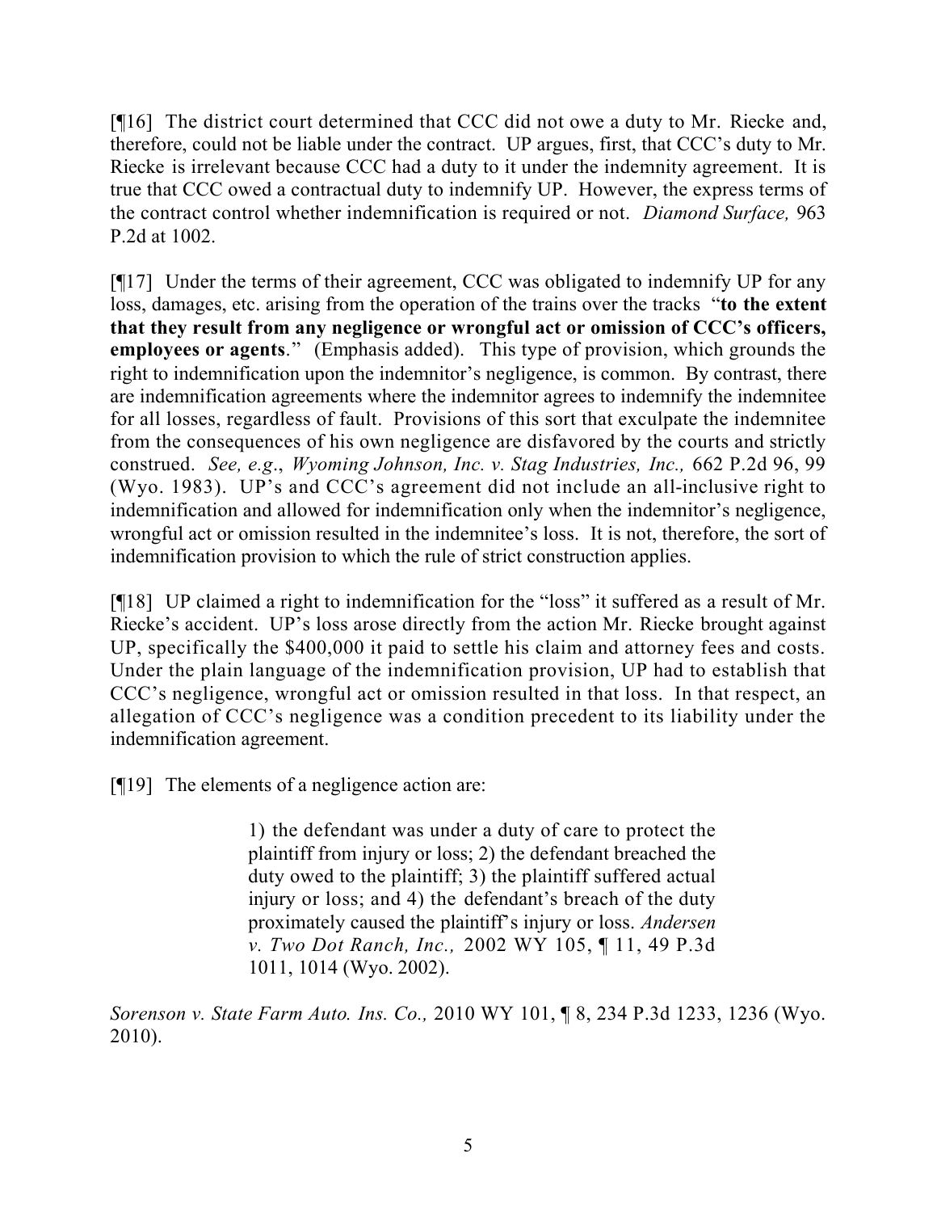[¶16] The district court determined that CCC did not owe a duty to Mr. Riecke and, therefore, could not be liable under the contract. UP argues, first, that CCC's duty to Mr. Riecke is irrelevant because CCC had a duty to it under the indemnity agreement. It is true that CCC owed a contractual duty to indemnify UP. However, the express terms of the contract control whether indemnification is required or not. *Diamond Surface,* 963 P.2d at 1002.

[¶17] Under the terms of their agreement, CCC was obligated to indemnify UP for any loss, damages, etc. arising from the operation of the trains over the tracks "**to the extent that they result from any negligence or wrongful act or omission of CCC's officers, employees or agents**." (Emphasis added). This type of provision, which grounds the right to indemnification upon the indemnitor's negligence, is common. By contrast, there are indemnification agreements where the indemnitor agrees to indemnify the indemnitee for all losses, regardless of fault. Provisions of this sort that exculpate the indemnitee from the consequences of his own negligence are disfavored by the courts and strictly construed. *See, e.g*., *Wyoming Johnson, Inc. v. Stag Industries, Inc.,* 662 P.2d 96, 99 (Wyo. 1983). UP's and CCC's agreement did not include an all-inclusive right to indemnification and allowed for indemnification only when the indemnitor's negligence, wrongful act or omission resulted in the indemnitee's loss. It is not, therefore, the sort of indemnification provision to which the rule of strict construction applies.

[¶18] UP claimed a right to indemnification for the "loss" it suffered as a result of Mr. Riecke's accident. UP's loss arose directly from the action Mr. Riecke brought against UP, specifically the $400,000 it paid to settle his claim and attorney fees and costs. Under the plain language of the indemnification provision, UP had to establish that CCC's negligence, wrongful act or omission resulted in that loss. In that respect, an allegation of CCC's negligence was a condition precedent to its liability under the indemnification agreement.

[¶19] The elements of a negligence action are:

> 1) the defendant was under a duty of care to protect the plaintiff from injury or loss; 2) the defendant breached the duty owed to the plaintiff; 3) the plaintiff suffered actual injury or loss; and 4) the defendant's breach of the duty proximately caused the plaintiff's injury or loss. *Andersen v. Two Dot Ranch, Inc.,* 2002 WY 105, ¶ 11, 49 P.3d 1011, 1014 (Wyo. 2002).

*Sorenson v. State Farm Auto. Ins. Co.,* 2010 WY 101, ¶ 8, 234 P.3d 1233, 1236 (Wyo. 2010).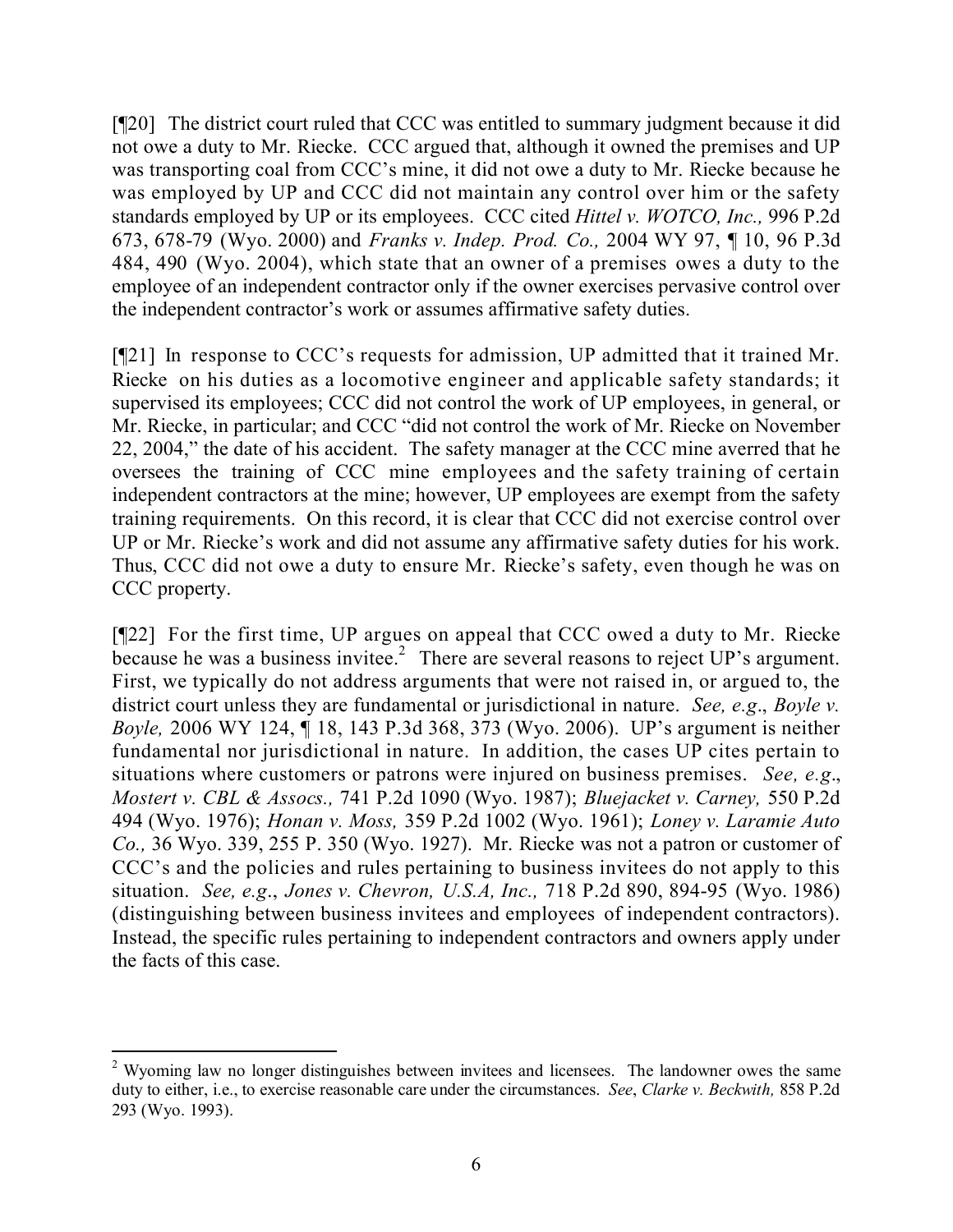[¶20] The district court ruled that CCC was entitled to summary judgment because it did not owe a duty to Mr. Riecke. CCC argued that, although it owned the premises and UP was transporting coal from CCC's mine, it did not owe a duty to Mr. Riecke because he was employed by UP and CCC did not maintain any control over him or the safety standards employed by UP or its employees. CCC cited *Hittel v. WOTCO, Inc.,* 996 P.2d 673, 678-79 (Wyo. 2000) and *Franks v. Indep. Prod. Co.,* 2004 WY 97, ¶ 10, 96 P.3d 484, 490 (Wyo. 2004), which state that an owner of a premises owes a duty to the employee of an independent contractor only if the owner exercises pervasive control over the independent contractor's work or assumes affirmative safety duties.

[¶21] In response to CCC's requests for admission, UP admitted that it trained Mr. Riecke on his duties as a locomotive engineer and applicable safety standards; it supervised its employees; CCC did not control the work of UP employees, in general, or Mr. Riecke, in particular; and CCC "did not control the work of Mr. Riecke on November 22, 2004," the date of his accident. The safety manager at the CCC mine averred that he oversees the training of CCC mine employees and the safety training of certain independent contractors at the mine; however, UP employees are exempt from the safety training requirements. On this record, it is clear that CCC did not exercise control over UP or Mr. Riecke's work and did not assume any affirmative safety duties for his work. Thus, CCC did not owe a duty to ensure Mr. Riecke's safety, even though he was on CCC property.

[¶22] For the first time, UP argues on appeal that CCC owed a duty to Mr. Riecke because he was a business invitee.[2] There are several reasons to reject UP's argument. First, we typically do not address arguments that were not raised in, or argued to, the district court unless they are fundamental or jurisdictional in nature. *See, e.g*., *Boyle v. Boyle,* 2006 WY 124, ¶ 18, 143 P.3d 368, 373 (Wyo. 2006). UP's argument is neither fundamental nor jurisdictional in nature. In addition, the cases UP cites pertain to situations where customers or patrons were injured on business premises. *See, e.g*., *Mostert v. CBL & Assocs.,* 741 P.2d 1090 (Wyo. 1987); *Bluejacket v. Carney,* 550 P.2d 494 (Wyo. 1976); *Honan v. Moss,* 359 P.2d 1002 (Wyo. 1961); *Loney v. Laramie Auto Co.,* 36 Wyo. 339, 255 P. 350 (Wyo. 1927). Mr. Riecke was not a patron or customer of CCC's and the policies and rules pertaining to business invitees do not apply to this situation. *See, e.g*., *Jones v. Chevron, U.S.A, Inc.,* 718 P.2d 890, 894-95 (Wyo. 1986) (distinguishing between business invitees and employees of independent contractors). Instead, the specific rules pertaining to independent contractors and owners apply under the facts of this case.

---

[2] Wyoming law no longer distinguishes between invitees and licensees. The landowner owes the same duty to either, i.e., to exercise reasonable care under the circumstances. *See*, *Clarke v. Beckwith,* 858 P.2d 293 (Wyo. 1993).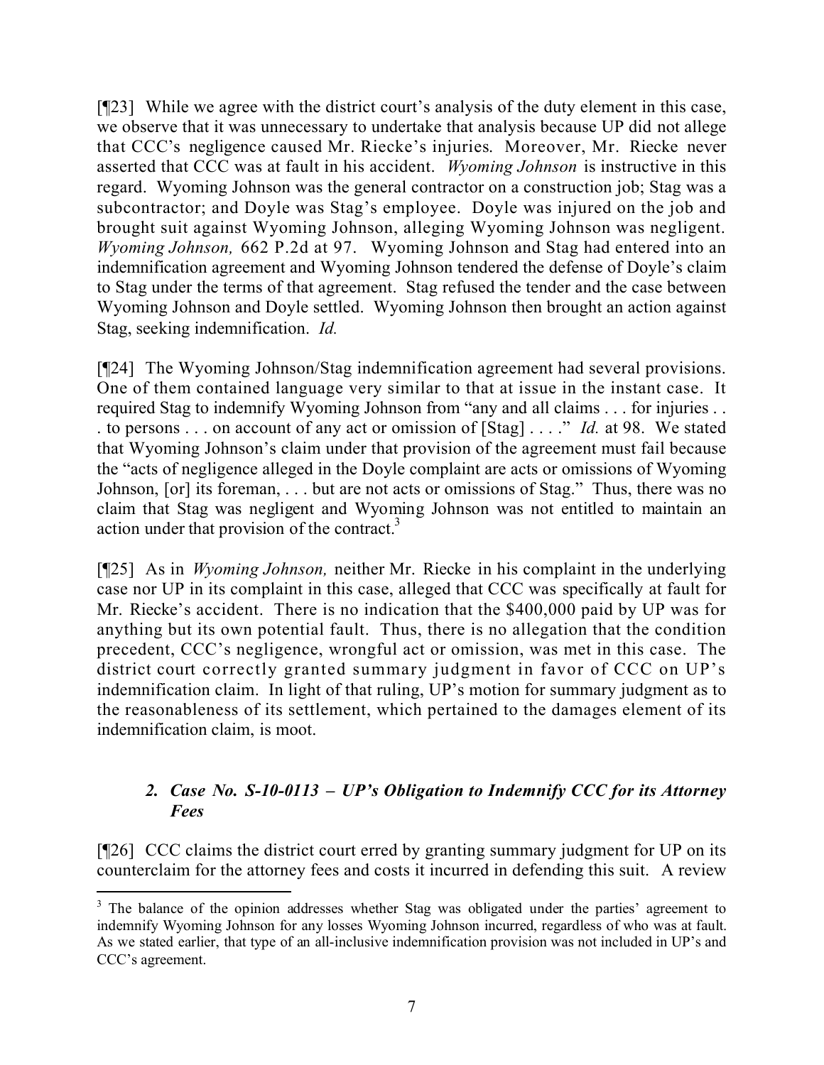[¶23] While we agree with the district court's analysis of the duty element in this case, we observe that it was unnecessary to undertake that analysis because UP did not allege that CCC's negligence caused Mr. Riecke's injuries. Moreover, Mr. Riecke never asserted that CCC was at fault in his accident. *Wyoming Johnson* is instructive in this regard. Wyoming Johnson was the general contractor on a construction job; Stag was a subcontractor; and Doyle was Stag's employee. Doyle was injured on the job and brought suit against Wyoming Johnson, alleging Wyoming Johnson was negligent. *Wyoming Johnson,* 662 P.2d at 97. Wyoming Johnson and Stag had entered into an indemnification agreement and Wyoming Johnson tendered the defense of Doyle's claim to Stag under the terms of that agreement. Stag refused the tender and the case between Wyoming Johnson and Doyle settled. Wyoming Johnson then brought an action against Stag, seeking indemnification. *Id.*

[¶24] The Wyoming Johnson/Stag indemnification agreement had several provisions. One of them contained language very similar to that at issue in the instant case. It required Stag to indemnify Wyoming Johnson from "any and all claims . . . for injuries . . . to persons . . . on account of any act or omission of [Stag] . . . ." *Id.* at 98. We stated that Wyoming Johnson's claim under that provision of the agreement must fail because the "acts of negligence alleged in the Doyle complaint are acts or omissions of Wyoming Johnson, [or] its foreman, . . . but are not acts or omissions of Stag." Thus, there was no claim that Stag was negligent and Wyoming Johnson was not entitled to maintain an action under that provision of the contract.[3]

[¶25] As in *Wyoming Johnson,* neither Mr. Riecke in his complaint in the underlying case nor UP in its complaint in this case, alleged that CCC was specifically at fault for Mr. Riecke's accident. There is no indication that the $400,000 paid by UP was for anything but its own potential fault. Thus, there is no allegation that the condition precedent, CCC's negligence, wrongful act or omission, was met in this case. The district court correctly granted summary judgment in favor of CCC on UP's indemnification claim. In light of that ruling, UP's motion for summary judgment as to the reasonableness of its settlement, which pertained to the damages element of its indemnification claim, is moot.

### *2. Case No. S-10-0113 – UP's Obligation to Indemnify CCC for its Attorney Fees*

[¶26] CCC claims the district court erred by granting summary judgment for UP on its counterclaim for the attorney fees and costs it incurred in defending this suit. A review

---

[3] The balance of the opinion addresses whether Stag was obligated under the parties' agreement to indemnify Wyoming Johnson for any losses Wyoming Johnson incurred, regardless of who was at fault. As we stated earlier, that type of an all-inclusive indemnification provision was not included in UP's and CCC's agreement.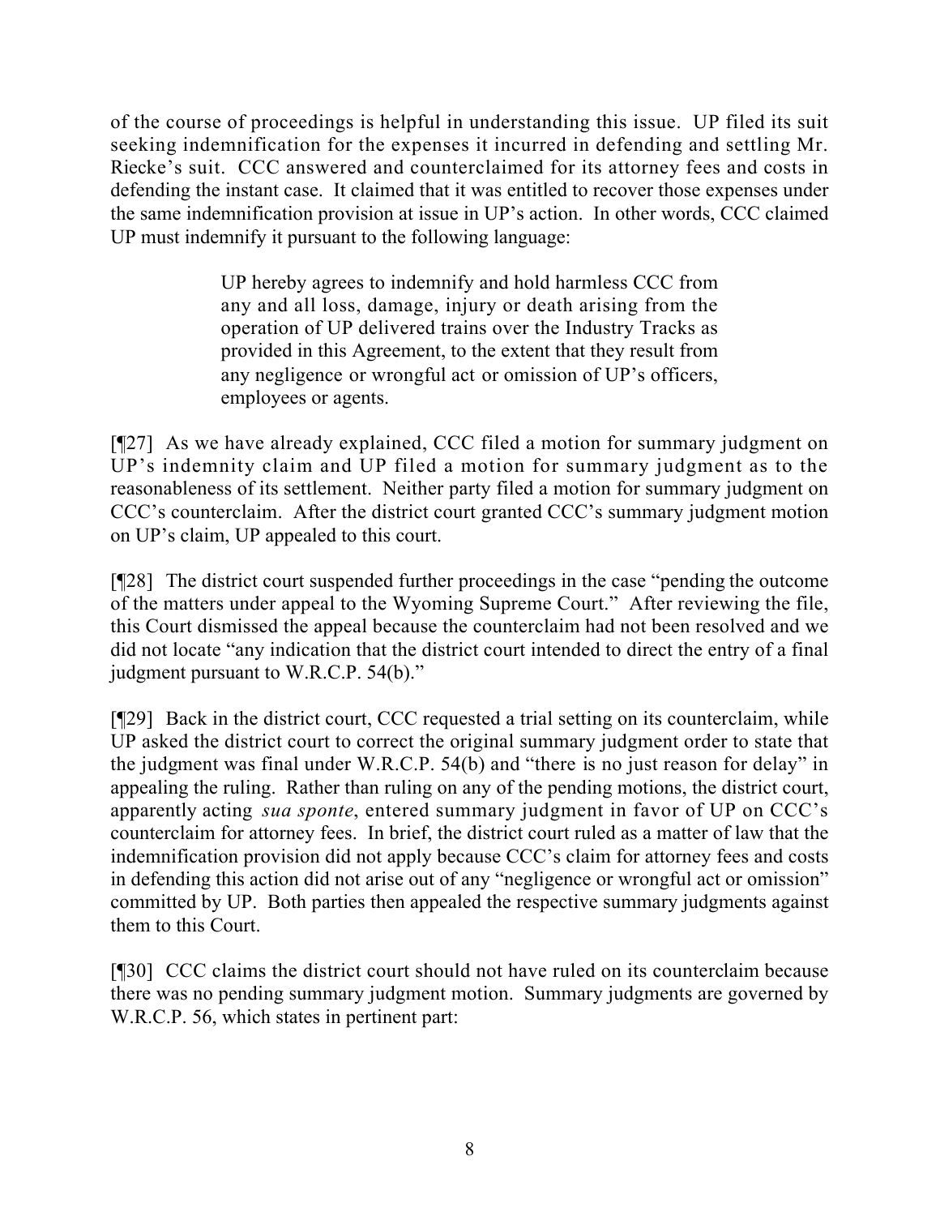of the course of proceedings is helpful in understanding this issue. UP filed its suit seeking indemnification for the expenses it incurred in defending and settling Mr. Riecke's suit. CCC answered and counterclaimed for its attorney fees and costs in defending the instant case. It claimed that it was entitled to recover those expenses under the same indemnification provision at issue in UP's action. In other words, CCC claimed UP must indemnify it pursuant to the following language:

> UP hereby agrees to indemnify and hold harmless CCC from any and all loss, damage, injury or death arising from the operation of UP delivered trains over the Industry Tracks as provided in this Agreement, to the extent that they result from any negligence or wrongful act or omission of UP's officers, employees or agents.

[¶27] As we have already explained, CCC filed a motion for summary judgment on UP's indemnity claim and UP filed a motion for summary judgment as to the reasonableness of its settlement. Neither party filed a motion for summary judgment on CCC's counterclaim. After the district court granted CCC's summary judgment motion on UP's claim, UP appealed to this court.

[¶28] The district court suspended further proceedings in the case "pending the outcome of the matters under appeal to the Wyoming Supreme Court." After reviewing the file, this Court dismissed the appeal because the counterclaim had not been resolved and we did not locate "any indication that the district court intended to direct the entry of a final judgment pursuant to W.R.C.P. 54(b)."

[¶29] Back in the district court, CCC requested a trial setting on its counterclaim, while UP asked the district court to correct the original summary judgment order to state that the judgment was final under W.R.C.P. 54(b) and "there is no just reason for delay" in appealing the ruling. Rather than ruling on any of the pending motions, the district court, apparently acting *sua sponte*, entered summary judgment in favor of UP on CCC's counterclaim for attorney fees. In brief, the district court ruled as a matter of law that the indemnification provision did not apply because CCC's claim for attorney fees and costs in defending this action did not arise out of any "negligence or wrongful act or omission" committed by UP. Both parties then appealed the respective summary judgments against them to this Court.

[¶30] CCC claims the district court should not have ruled on its counterclaim because there was no pending summary judgment motion. Summary judgments are governed by W.R.C.P. 56, which states in pertinent part: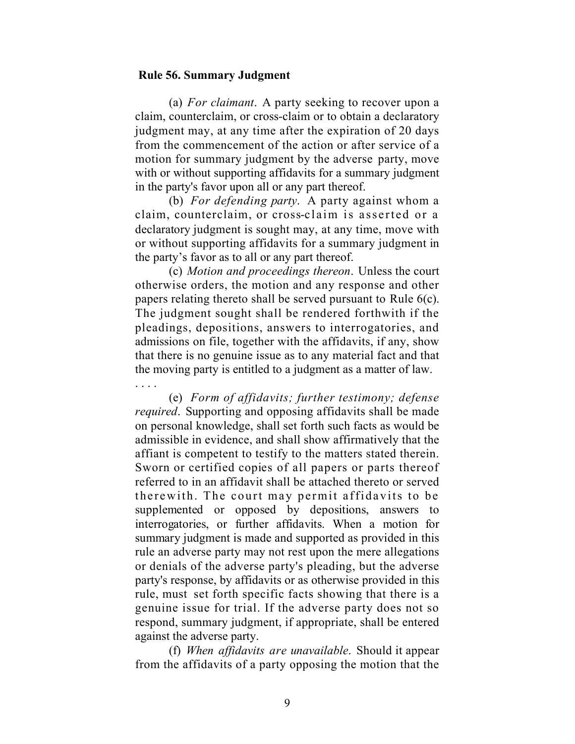**Rule 56. Summary Judgment**

(a) *For claimant*. A party seeking to recover upon a claim, counterclaim, or cross-claim or to obtain a declaratory judgment may, at any time after the expiration of 20 days from the commencement of the action or after service of a motion for summary judgment by the adverse party, move with or without supporting affidavits for a summary judgment in the party's favor upon all or any part thereof.

(b) *For defending party*. A party against whom a claim, counterclaim, or cross-claim is asserted or a declaratory judgment is sought may, at any time, move with or without supporting affidavits for a summary judgment in the party's favor as to all or any part thereof.

(c) *Motion and proceedings thereon*. Unless the court otherwise orders, the motion and any response and other papers relating thereto shall be served pursuant to Rule 6(c). The judgment sought shall be rendered forthwith if the pleadings, depositions, answers to interrogatories, and admissions on file, together with the affidavits, if any, show that there is no genuine issue as to any material fact and that the moving party is entitled to a judgment as a matter of law.

. . . .

(e) *Form of affidavits; further testimony; defense required*. Supporting and opposing affidavits shall be made on personal knowledge, shall set forth such facts as would be admissible in evidence, and shall show affirmatively that the affiant is competent to testify to the matters stated therein. Sworn or certified copies of all papers or parts thereof referred to in an affidavit shall be attached thereto or served therewith. The court may permit affidavits to be supplemented or opposed by depositions, answers to interrogatories, or further affidavits. When a motion for summary judgment is made and supported as provided in this rule an adverse party may not rest upon the mere allegations or denials of the adverse party's pleading, but the adverse party's response, by affidavits or as otherwise provided in this rule, must set forth specific facts showing that there is a genuine issue for trial. If the adverse party does not so respond, summary judgment, if appropriate, shall be entered against the adverse party.

(f) *When affidavits are unavailable*. Should it appear from the affidavits of a party opposing the motion that the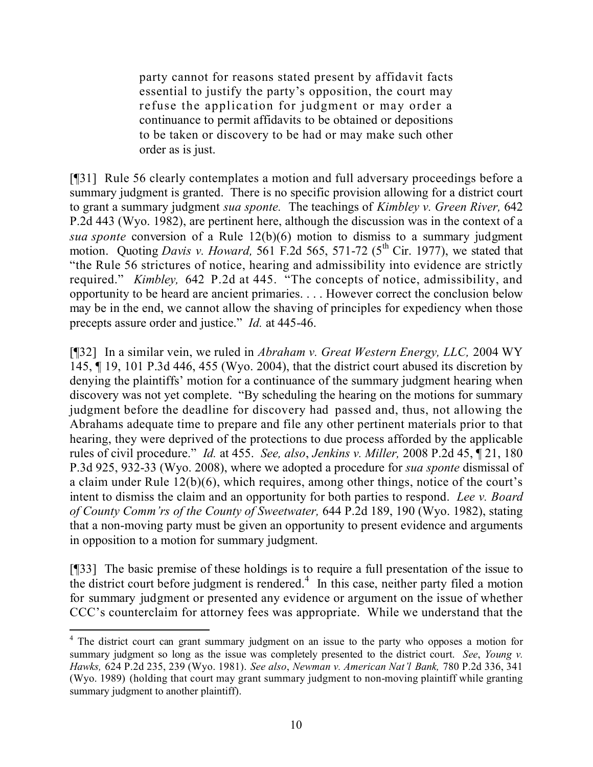> party cannot for reasons stated present by affidavit facts essential to justify the party's opposition, the court may refuse the application for judgment or may order a continuance to permit affidavits to be obtained or depositions to be taken or discovery to be had or may make such other order as is just.

[¶31] Rule 56 clearly contemplates a motion and full adversary proceedings before a summary judgment is granted. There is no specific provision allowing for a district court to grant a summary judgment *sua sponte.* The teachings of *Kimbley v. Green River,* 642 P.2d 443 (Wyo. 1982), are pertinent here, although the discussion was in the context of a *sua sponte* conversion of a Rule 12(b)(6) motion to dismiss to a summary judgment motion. Quoting *Davis v. Howard,* 561 F.2d 565, 571-72 (5th Cir. 1977), we stated that "the Rule 56 strictures of notice, hearing and admissibility into evidence are strictly required." *Kimbley,* 642 P.2d at 445. "The concepts of notice, admissibility, and opportunity to be heard are ancient primaries. . . . However correct the conclusion below may be in the end, we cannot allow the shaving of principles for expediency when those precepts assure order and justice." *Id.* at 445-46.

[¶32] In a similar vein, we ruled in *Abraham v. Great Western Energy, LLC,* 2004 WY 145, ¶ 19, 101 P.3d 446, 455 (Wyo. 2004), that the district court abused its discretion by denying the plaintiffs' motion for a continuance of the summary judgment hearing when discovery was not yet complete. "By scheduling the hearing on the motions for summary judgment before the deadline for discovery had passed and, thus, not allowing the Abrahams adequate time to prepare and file any other pertinent materials prior to that hearing, they were deprived of the protections to due process afforded by the applicable rules of civil procedure." *Id.* at 455. *See, also*, *Jenkins v. Miller,* 2008 P.2d 45, ¶ 21, 180 P.3d 925, 932-33 (Wyo. 2008), where we adopted a procedure for *sua sponte* dismissal of a claim under Rule 12(b)(6), which requires, among other things, notice of the court's intent to dismiss the claim and an opportunity for both parties to respond. *Lee v. Board of County Comm'rs of the County of Sweetwater,* 644 P.2d 189, 190 (Wyo. 1982), stating that a non-moving party must be given an opportunity to present evidence and arguments in opposition to a motion for summary judgment.

[¶33] The basic premise of these holdings is to require a full presentation of the issue to the district court before judgment is rendered.[4] In this case, neither party filed a motion for summary judgment or presented any evidence or argument on the issue of whether CCC's counterclaim for attorney fees was appropriate. While we understand that the

---

[4] The district court can grant summary judgment on an issue to the party who opposes a motion for summary judgment so long as the issue was completely presented to the district court. *See*, *Young v. Hawks,* 624 P.2d 235, 239 (Wyo. 1981). *See also*, *Newman v. American Nat'l Bank,* 780 P.2d 336, 341 (Wyo. 1989) (holding that court may grant summary judgment to non-moving plaintiff while granting summary judgment to another plaintiff).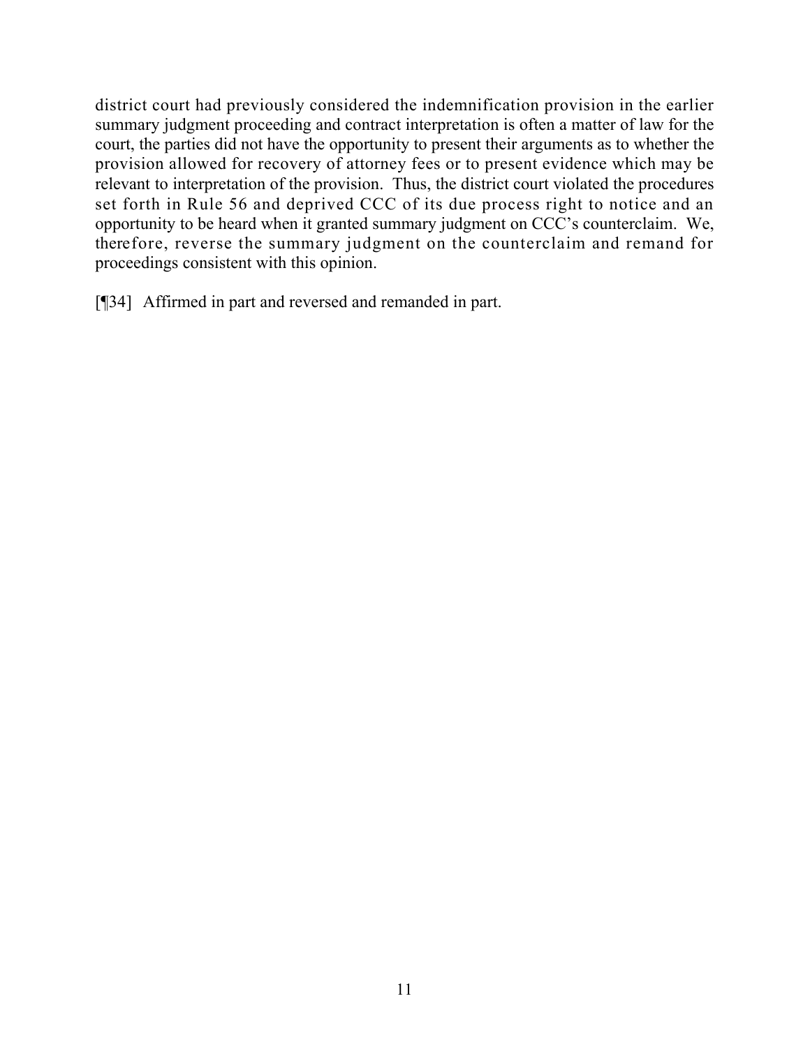district court had previously considered the indemnification provision in the earlier summary judgment proceeding and contract interpretation is often a matter of law for the court, the parties did not have the opportunity to present their arguments as to whether the provision allowed for recovery of attorney fees or to present evidence which may be relevant to interpretation of the provision. Thus, the district court violated the procedures set forth in Rule 56 and deprived CCC of its due process right to notice and an opportunity to be heard when it granted summary judgment on CCC's counterclaim. We, therefore, reverse the summary judgment on the counterclaim and remand for proceedings consistent with this opinion.

[¶34] Affirmed in part and reversed and remanded in part.